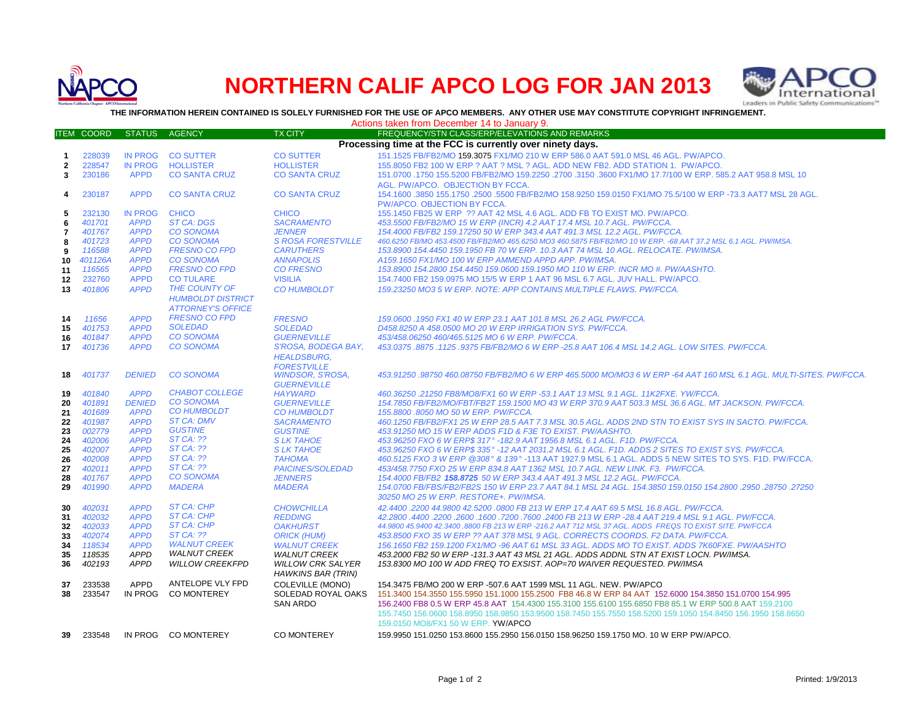# NORTHERN CALIF APCO LOG FOR JAN 2013

**THE INFORMATION HEREIN CONTAINED IS SOLELY FURNISHED FOR THE USE OF APCO MEMBERS. ANY OTHER USE MAY CONSTITUTE COPYRIGHT INFRINGEMENT.**

Actions taken from December 14 to January 9.

| ITEM | COORD | STATUS | AGENCY | TX CITY | FREQUENCY/STN CLASS/ERP/ELEVATIONS AND REMARKS |
|---|---|---|---|---|---|
| | | | | | **Processing time at the FCC is currently over ninety days.** |
| 1 | 228039 | IN PROG | CO SUTTER | CO SUTTER | 151.1525 FB/FB2/MO 159.3075 FX1/MO 210 W ERP 586.0 AAT 591.0 MSL 46 AGL. PW/APCO. |
| 2 | 228547 | IN PROG | HOLLISTER | HOLLISTER | 155.8050 FB2 100 W ERP ? AAT ? MSL ? AGL. ADD NEW FB2. ADD STATION 1. PW/APCO. |
| 3 | 230186 | APPD | CO SANTA CRUZ | CO SANTA CRUZ | 151.0700 .1750 155.5200 FB/FB2/MO 159.2250 .2700 .3150 .3600 FX1/MO 17.7/100 W ERP. 585.2 AAT 958.8 MSL 10 AGL. PW/APCO. OBJECTION BY FCCA. |
| 4 | 230187 | APPD | CO SANTA CRUZ | CO SANTA CRUZ | 154.1600 .3850 155.1750 .2500 .5500 FB/FB2/MO 158.9250 159.0150 FX1/MO 75.5/100 W ERP -73.3 AAT7 MSL 28 AGL. PW/APCO. OBJECTION BY FCCA. |
| 5 | 232130 | IN PROG | CHICO | CHICO | 155.1450 FB25 W ERP ?? AAT 42 MSL 4.6 AGL. ADD FB TO EXIST MO. PW/APCO. |
| 6 | 401701 | APPD | ST CA: DGS | SACRAMENTO | 453.5500 FB/FB2/MO 15 W ERP (INCR) 4.2 AAT 17.4 MSL 10.7 AGL. PW/FCCA. |
| 7 | 401767 | APPD | CO SONOMA | JENNER | 154.4000 FB/FB2 159.17250 50 W ERP 343.4 AAT 491.3 MSL 12.2 AGL. PW/FCCA. |
| 8 | 401723 | APPD | CO SONOMA | S ROSA FORESTVILLE | 460.6250 FB/MO 453.4500 FB/FB2/MO 465.6250 MO3 460.5875 FB/FB2/MO 10 W ERP. -68 AAT 37.2 MSL 6.1 AGL. PW/IMSA. |
| 9 | 116588 | APPD | FRESNO CO FPD | CARUTHERS | 153.8900 154.4450 159.1950 FB 70 W ERP. 10.3 AAT 74 MSL 10 AGL. RELOCATE. PW/IMSA. |
| 10 | 401126A | APPD | CO SONOMA | ANNAPOLIS | A159.1650 FX1/MO 100 W ERP AMMEND APPD APP. PW/IMSA. |
| 11 | 116565 | APPD | FRESNO CO FPD | CO FRESNO | 153.8900 154.2800 154.4450 159.0600 159.1950 MO 110 W ERP. INCR MO #. PW/AASHTO. |
| 12 | 232760 | APPD | CO TULARE | VISILIA | 154.7400 FB2 159.0975 MO 15/5 W ERP 1 AAT 96 MSL 6.7 AGL. JUV HALL. PW/APCO. |
| 13 | 401806 | APPD | THE COUNTY OF HUMBOLDT DISTRICT ATTORNEY'S OFFICE | CO HUMBOLDT | 159.23250 MO3 5 W ERP. NOTE: APP CONTAINS MULTIPLE FLAWS. PW/FCCA. |
| 14 | 11656 | APPD | FRESNO CO FPD | FRESNO | 159.0600 .1950 FX1 40 W ERP 23.1 AAT 101.8 MSL 26.2 AGL PW/FCCA. |
| 15 | 401753 | APPD | SOLEDAD | SOLEDAD | D458.8250 A 458.0500 MO 20 W ERP IRRIGATION SYS. PW/FCCA. |
| 16 | 401847 | APPD | CO SONOMA | GUERNEVILLE | 453/458.06250 460/465.5125 MO 6 W ERP. PW/FCCA. |
| 17 | 401736 | APPD | CO SONOMA | S'ROSA, BODEGA BAY, HEALDSBURG, FORESTVILLE | 453.0375 .8875 .1125 .9375 FB/FB2/MO 6 W ERP -25.8 AAT 106.4 MSL 14.2 AGL. LOW SITES. PW/FCCA. |
| 18 | 401737 | DENIED | CO SONOMA | WINDSOR, S'ROSA, GUERNEVILLE | 453.91250 .98750 460.08750 FB/FB2/MO 6 W ERP 465.5000 MO/MO3 6 W ERP -64 AAT 160 MSL 6.1 AGL. MULTI-SITES. PW/FCCA. |
| 19 | 401840 | APPD | CHABOT COLLEGE | HAYWARD | 460.36250 .21250 FB8/MO8/FX1 60 W ERP -53.1 AAT 13 MSL 9.1 AGL. 11K2FXE. YW/FCCA. |
| 20 | 401891 | DENIED | CO SONOMA | GUERNEVILLE | 154.7850 FB/FB2/MO/FBT/FB2T 159.1500 MO 43 W ERP 370.9 AAT 503.3 MSL 36.6 AGL. MT JACKSON. PW/FCCA. |
| 21 | 401689 | APPD | CO HUMBOLDT | CO HUMBOLDT | 155.8800 .8050 MO 50 W ERP. PW/FCCA. |
| 22 | 401987 | APPD | ST CA: DMV | SACRAMENTO | 460.1250 FB/FB2/FX1 25 W ERP 28.5 AAT 7.3 MSL 30.5 AGL. ADDS 2ND STN TO EXIST SYS IN SACTO. PW/FCCA. |
| 23 | 002779 | APPD | GUSTINE | GUSTINE | 453.91250 MO 15 W ERP ADDS F1D & F3E TO EXIST. PW/AASHTO. |
| 24 | 402006 | APPD | ST CA: ?? | S LK TAHOE | 453.96250 FXO 6 W ERP$ 317° -182.9 AAT 1956.8 MSL 6.1 AGL. F1D. PW/FCCA. |
| 25 | 402007 | APPD | ST CA: ?? | S LK TAHOE | 453.96250 FXO 6 W ERP$ 335° -12 AAT 2031.2 MSL 6.1 AGL. F1D. ADDS 2 SITES TO EXIST SYS. PW/FCCA. |
| 26 | 402008 | APPD | ST CA: ?? | TAHOMA | 460.5125 FXO 3 W ERP @308° & 139° -113 AAT 1927.9 MSL 6.1 AGL. ADDS 5 NEW SITES TO SYS. F1D. PW/FCCA. |
| 27 | 402011 | APPD | ST CA: ?? | PAICINES/SOLEDAD | 453/458.7750 FXO 25 W ERP 834.8 AAT 1362 MSL 10.7 AGL. NEW LINK. F3. PW/FCCA. |
| 28 | 401767 | APPD | CO SONOMA | JENNERS | 154.4000 FB/FB2 **158.8725** 50 W ERP 343.4 AAT 491.3 MSL 12.2 AGL. PW/FCCA. |
| 29 | 401990 | APPD | MADERA | MADERA | 154.0700 FB/FBS/FB2/FB2S 150 W ERP 23.7 AAT 84.1 MSL 24 AGL. 154.3850 159.0150 154.2800 .2950 .28750 .27250 30250 MO 25 W ERP. RESTORE+. PW/IMSA. |
| 30 | 402031 | APPD | ST CA: CHP | CHOWCHILLA | 42.4400 .2200 44.9800 42.5200 .0800 FB 213 W ERP 17.4 AAT 69.5 MSL 16.8 AGL. PW/FCCA. |
| 31 | 402032 | APPD | ST CA: CHP | REDDING | 42.2800 .4400 .2200 .2600 .1600 .7200 .7600 .2400 FB 213 W ERP -28.4 AAT 219.4 MSL 9.1 AGL. PW/FCCA. |
| 32 | 402033 | APPD | ST CA: CHP | OAKHURST | 44.9800 45.9400 42.3400 .8800 FB 213 W ERP -216.2 AAT 712 MSL 37 AGL. ADDS FREQS TO EXIST SITE. PW/FCCA |
| 33 | 402074 | APPD | ST CA: ?? | ORICK (HUM) | 453.8500 FXO 35 W ERP ?? AAT 378 MSL 9 AGL. CORRECTS COORDS. F2 DATA. PW/FCCA. |
| 34 | 118534 | APPD | WALNUT CREEK | WALNUT CREEK | 156.1650 FB2 159.1200 FX1/MO -96 AAT 61 MSL 33 AGL. ADDS MO TO EXIST. ADDS 7K60FXE. PW/AASHTO |
| 35 | 118535 | APPD | WALNUT CREEK | WALNUT CREEK | 453.2000 FB2 50 W ERP -131.3 AAT 43 MSL 21 AGL. ADDS ADDNL STN AT EXIST LOCN. PW/IMSA. |
| 36 | 402193 | APPD | WILLOW CREEKFPD | WILLOW CRK SALYER HAWKINS BAR (TRIN) | 153.8300 MO 100 W ADD FREQ TO EXSIST. AOP=70 WAIVER REQUESTED. PW/IMSA |
| 37 | 233538 | APPD | ANTELOPE VLY FPD | COLEVILLE (MONO) | 154.3475 FB/MO 200 W ERP -507.6 AAT 1599 MSL 11 AGL. NEW. PW/APCO |
| 38 | 233547 | IN PROG | CO MONTEREY | SOLEDAD ROYAL OAKS SAN ARDO | 151.3400 154.3550 155.5950 151.1000 155.2500 FB8 46.8 W ERP 84 AAT 152.6000 154.3850 151.0700 154.995 156.2400 FB8 0.5 W ERP 45.8 AAT 154.4300 155.3100 155.6100 155.6850 FB8 85.1 W ERP 500.8 AAT 159.2100 155.7450 156.0600 158.8950 158.9850 153.9500 158.7450 155.7550 158.5200 159.1050 154.8450 156.1950 158.8650 159.0150 MO8/FX1 50 W ERP. YW/APCO |
| 39 | 233548 | IN PROG | CO MONTEREY | CO MONTEREY | 159.9950 151.0250 153.8600 155.2950 156.0150 158.96250 159.1750 MO. 10 W ERP PW/APCO. |

Printed: 1/9/2013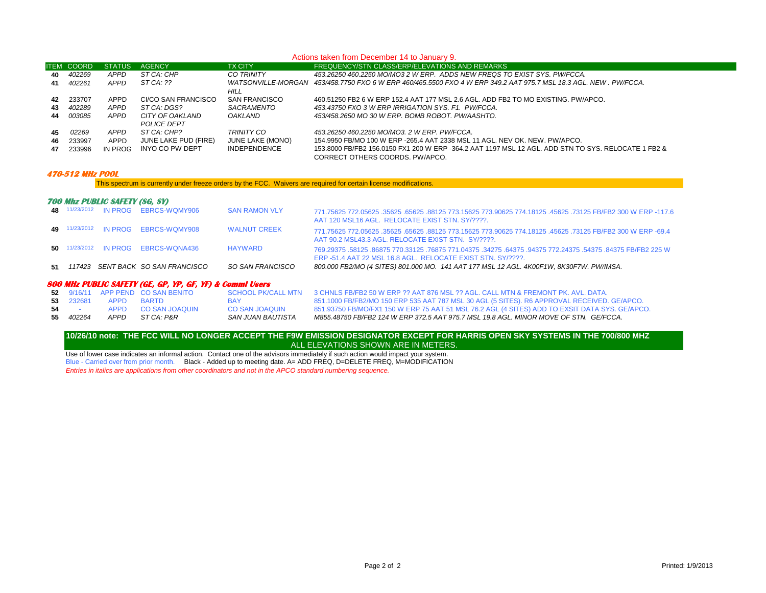Actions taken from December 14 to January 9.

| ITEM | COORD | STATUS | AGENCY | TX CITY | FREQUENCY/STN CLASS/ERP/ELEVATIONS AND REMARKS |
|---|---|---|---|---|---|
| 40 | *402269* | *APPD* | *ST CA: CHP* | *CO TRINITY* | *453.26250 460.2250 MO/MO3 2 W ERP. ADDS NEW FREQS TO EXIST SYS. PW/FCCA.* |
| 41 | *402261* | *APPD* | *ST CA: ??* | *WATSONVILLE-MORGAN HILL* | *453/458.7750 FXO 6 W ERP 460/465.5500 FXO 4 W ERP 349.2 AAT 975.7 MSL 18.3 AGL. NEW . PW/FCCA.* |
| 42 | 233707 | APPD | CI/CO SAN FRANCISCO | SAN FRANCISCO | 460.51250 FB2 6 W ERP 152.4 AAT 177 MSL 2.6 AGL. ADD FB2 TO MO EXISTING. PW/APCO. |
| 43 | *402289* | *APPD* | *ST CA: DGS?* | *SACRAMENTO* | *453.43750 FXO 3 W ERP IRRIGATION SYS. F1. PW/FCCA.* |
| 44 | *003085* | *APPD* | *CITY OF OAKLAND POLICE DEPT* | *OAKLAND* | *453/458.2650 MO 30 W ERP. BOMB ROBOT. PW/AASHTO.* |
| 45 | *02269* | *APPD* | *ST CA: CHP?* | *TRINITY CO* | *453.26250 460.2250 MO/MO3. 2 W ERP. PW/FCCA.* |
| 46 | 233997 | APPD | JUNE LAKE PUD (FIRE) | JUNE LAKE (MONO) | 154.9950 FB/MO 100 W ERP -265.4 AAT 2338 MSL 11 AGL. NEV OK. NEW. PW/APCO. |
| 47 | 233996 | IN PROG | INYO CO PW DEPT | INDEPENDENCE | 153.8000 FB/FB2 156.0150 FX1 200 W ERP -364.2 AAT 1197 MSL 12 AGL. ADD STN TO SYS. RELOCATE 1 FB2 & CORRECT OTHERS COORDS. PW/APCO. |

***470-512 MHz POOL***

This spectrum is currently under freeze orders by the FCC. Waivers are required for certain license modifications.

***700 Mhz PUBLIC SAFETY (SG, SY)***

| | | | | | |
|---|---|---|---|---|---|
| 48 | 11/23/2012 | IN PROG | EBRCS-WQMY906 | SAN RAMON VLY | 771.75625 772.05625 .35625 .65625 .88125 773.15625 773.90625 774.18125 .45625 .73125 FB/FB2 300 W ERP -117.6 AAT 120 MSL16 AGL. RELOCATE EXIST STN. SY/????. |
| 49 | 11/23/2012 | IN PROG | EBRCS-WQMY908 | WALNUT CREEK | 771.75625 772.05625 .35625 .65625 .88125 773.15625 773.90625 774.18125 .45625 .73125 FB/FB2 300 W ERP -69.4 AAT 90.2 MSL43.3 AGL. RELOCATE EXIST STN. SY/????. |
| 50 | 11/23/2012 | IN PROG | EBRCS-WQNA436 | HAYWARD | 769.29375 .58125 .86875 770.33125 .76875 771.04375 .34275 .64375 .94375 772.24375 .54375 .84375 FB/FB2 225 W ERP -51.4 AAT 22 MSL 16.8 AGL. RELOCATE EXIST STN. SY/????. |
| 51 | *117423* | *SENT BACK* | *SO SAN FRANCISCO* | *SO SAN FRANCISCO* | *800.000 FB2/MO (4 SITES) 801.000 MO. 141 AAT 177 MSL 12 AGL. 4K00F1W, 8K30F7W. PW/IMSA.* |

***800 MHz PUBLIC SAFETY (GE, GP, YP, GF, YF) & Comml Users***

| | | | | | |
|---|---|---|---|---|---|
| 52 | 9/16/11 | APP PEND | CO SAN BENITO | SCHOOL PK/CALL MTN | 3 CHNLS FB/FB2 50 W ERP ?? AAT 876 MSL ?? AGL. CALL MTN & FREMONT PK. AVL. DATA. |
| 53 | 232681 | APPD | BARTD | BAY | 851.1000 FB/FB2/MO 150 ERP 535 AAT 787 MSL 30 AGL (5 SITES). R6 APPROVAL RECEIVED. GE/APCO. |
| 54 | - | APPD | CO SAN JOAQUIN | CO SAN JOAQUIN | 851.93750 FB/MO/FX1 150 W ERP 75 AAT 51 MSL 76.2 AGL (4 SITES) ADD TO EXSIT DATA SYS. GE/APCO. |
| 55 | *402264* | *APPD* | *ST CA: P&R* | *SAN JUAN BAUTISTA* | *M855.48750 FB/FB2 124 W ERP 372.5 AAT 975.7 MSL 19.8 AGL. MINOR MOVE OF STN. GE/FCCA.* |

**10/26/10 note: THE FCC WILL NO LONGER ACCEPT THE F9W EMISSION DESIGNATOR EXCEPT FOR HARRIS OPEN SKY SYSTEMS IN THE 700/800 MHZ**

ALL ELEVATIONS SHOWN ARE IN METERS.

Use of lower case indicates an informal action. Contact one of the advisors immediately if such action would impact your system.

Blue - Carried over from prior month. Black - Added up to meeting date. A= ADD FREQ, D=DELETE FREQ, M=MODIFICATION

*Entries in italics are applications from other coordinators and not in the APCO standard numbering sequence.*

Printed: 1/9/2013